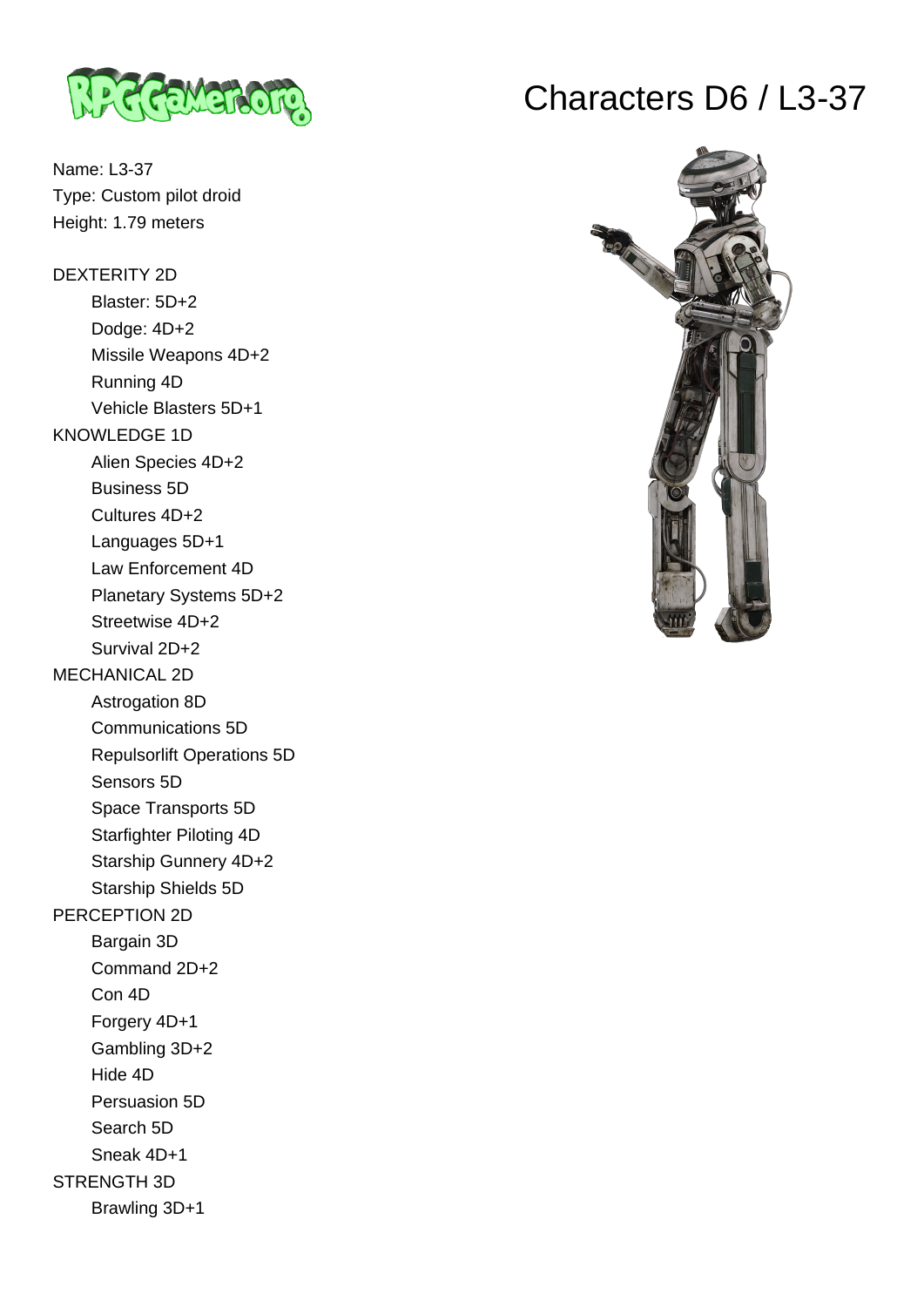# Characters D6 / L3-37

Name: L3-37
Type: Custom pilot droid
Height: 1.79 meters

DEXTERITY 2D
- Blaster: 5D+2
- Dodge: 4D+2
- Missile Weapons 4D+2
- Running 4D
- Vehicle Blasters 5D+1

KNOWLEDGE 1D
- Alien Species 4D+2
- Business 5D
- Cultures 4D+2
- Languages 5D+1
- Law Enforcement 4D
- Planetary Systems 5D+2
- Streetwise 4D+2
- Survival 2D+2

MECHANICAL 2D
- Astrogation 8D
- Communications 5D
- Repulsorlift Operations 5D
- Sensors 5D
- Space Transports 5D
- Starfighter Piloting 4D
- Starship Gunnery 4D+2
- Starship Shields 5D

PERCEPTION 2D
- Bargain 3D
- Command 2D+2
- Con 4D
- Forgery 4D+1
- Gambling 3D+2
- Hide 4D
- Persuasion 5D
- Search 5D
- Sneak 4D+1

STRENGTH 3D
- Brawling 3D+1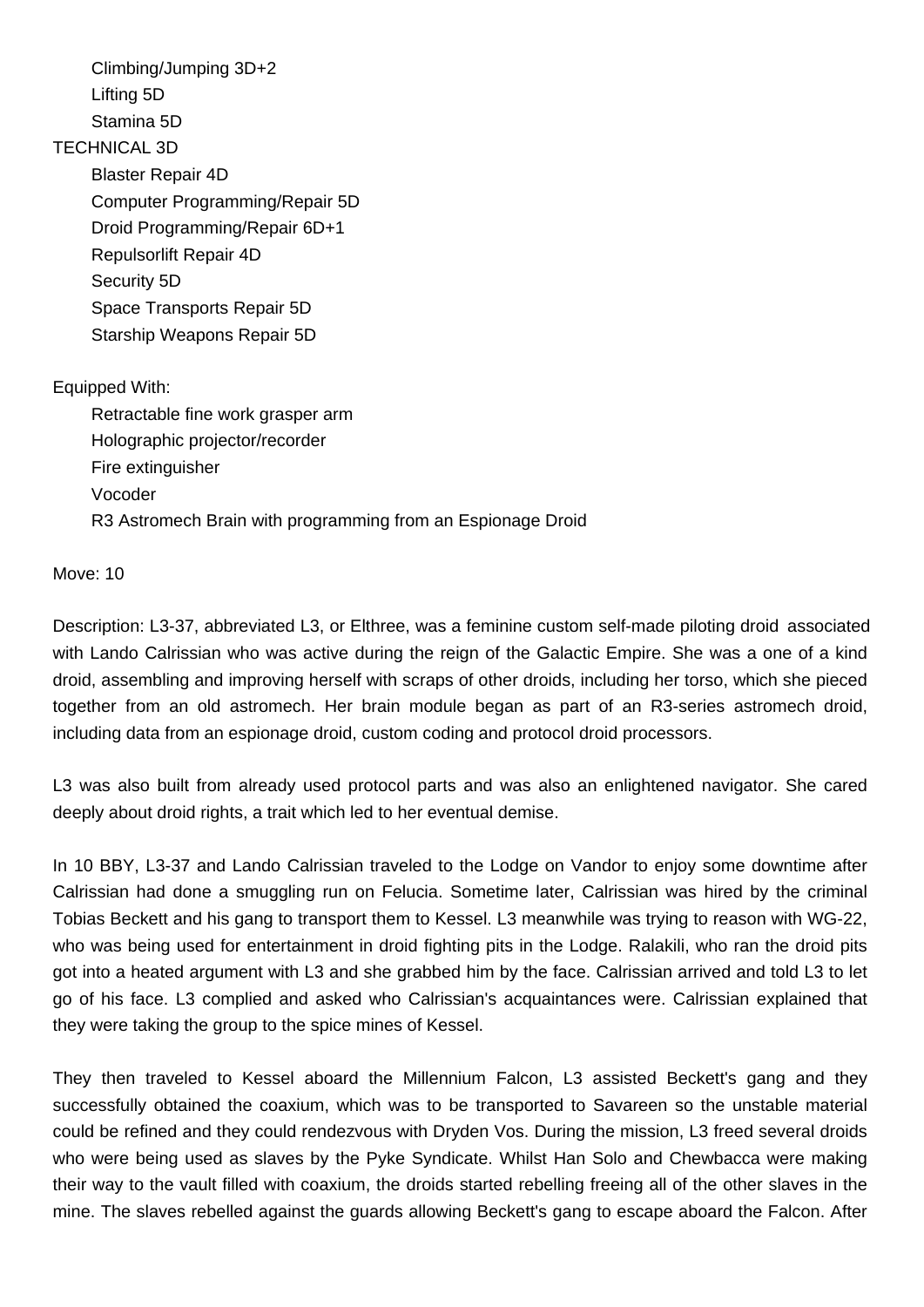Climbing/Jumping 3D+2
Lifting 5D
Stamina 5D

TECHNICAL 3D
Blaster Repair 4D
Computer Programming/Repair 5D
Droid Programming/Repair 6D+1
Repulsorlift Repair 4D
Security 5D
Space Transports Repair 5D
Starship Weapons Repair 5D

Equipped With:
Retractable fine work grasper arm
Holographic projector/recorder
Fire extinguisher
Vocoder
R3 Astromech Brain with programming from an Espionage Droid

Move: 10

Description: L3-37, abbreviated L3, or Elthree, was a feminine custom self-made piloting droid associated with Lando Calrissian who was active during the reign of the Galactic Empire. She was a one of a kind droid, assembling and improving herself with scraps of other droids, including her torso, which she pieced together from an old astromech. Her brain module began as part of an R3-series astromech droid, including data from an espionage droid, custom coding and protocol droid processors.

L3 was also built from already used protocol parts and was also an enlightened navigator. She cared deeply about droid rights, a trait which led to her eventual demise.

In 10 BBY, L3-37 and Lando Calrissian traveled to the Lodge on Vandor to enjoy some downtime after Calrissian had done a smuggling run on Felucia. Sometime later, Calrissian was hired by the criminal Tobias Beckett and his gang to transport them to Kessel. L3 meanwhile was trying to reason with WG-22, who was being used for entertainment in droid fighting pits in the Lodge. Ralakili, who ran the droid pits got into a heated argument with L3 and she grabbed him by the face. Calrissian arrived and told L3 to let go of his face. L3 complied and asked who Calrissian's acquaintances were. Calrissian explained that they were taking the group to the spice mines of Kessel.

They then traveled to Kessel aboard the Millennium Falcon, L3 assisted Beckett's gang and they successfully obtained the coaxium, which was to be transported to Savareen so the unstable material could be refined and they could rendezvous with Dryden Vos. During the mission, L3 freed several droids who were being used as slaves by the Pyke Syndicate. Whilst Han Solo and Chewbacca were making their way to the vault filled with coaxium, the droids started rebelling freeing all of the other slaves in the mine. The slaves rebelled against the guards allowing Beckett's gang to escape aboard the Falcon. After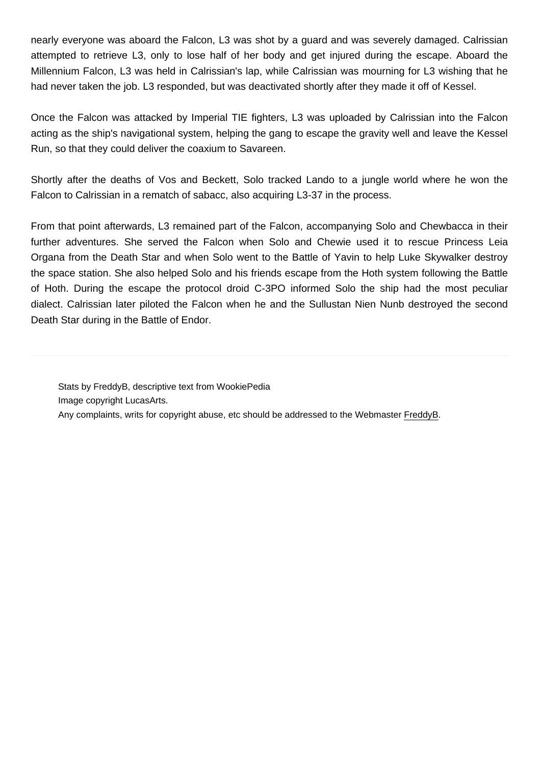nearly everyone was aboard the Falcon, L3 was shot by a guard and was severely damaged. Calrissian attempted to retrieve L3, only to lose half of her body and get injured during the escape. Aboard the Millennium Falcon, L3 was held in Calrissian's lap, while Calrissian was mourning for L3 wishing that he had never taken the job. L3 responded, but was deactivated shortly after they made it off of Kessel.

Once the Falcon was attacked by Imperial TIE fighters, L3 was uploaded by Calrissian into the Falcon acting as the ship's navigational system, helping the gang to escape the gravity well and leave the Kessel Run, so that they could deliver the coaxium to Savareen.

Shortly after the deaths of Vos and Beckett, Solo tracked Lando to a jungle world where he won the Falcon to Calrissian in a rematch of sabacc, also acquiring L3-37 in the process.

From that point afterwards, L3 remained part of the Falcon, accompanying Solo and Chewbacca in their further adventures. She served the Falcon when Solo and Chewie used it to rescue Princess Leia Organa from the Death Star and when Solo went to the Battle of Yavin to help Luke Skywalker destroy the space station. She also helped Solo and his friends escape from the Hoth system following the Battle of Hoth. During the escape the protocol droid C-3PO informed Solo the ship had the most peculiar dialect. Calrissian later piloted the Falcon when he and the Sullustan Nien Nunb destroyed the second Death Star during in the Battle of Endor.

---

Stats by FreddyB, descriptive text from WookiePedia
Image copyright LucasArts.
Any complaints, writs for copyright abuse, etc should be addressed to the Webmaster FreddyB.